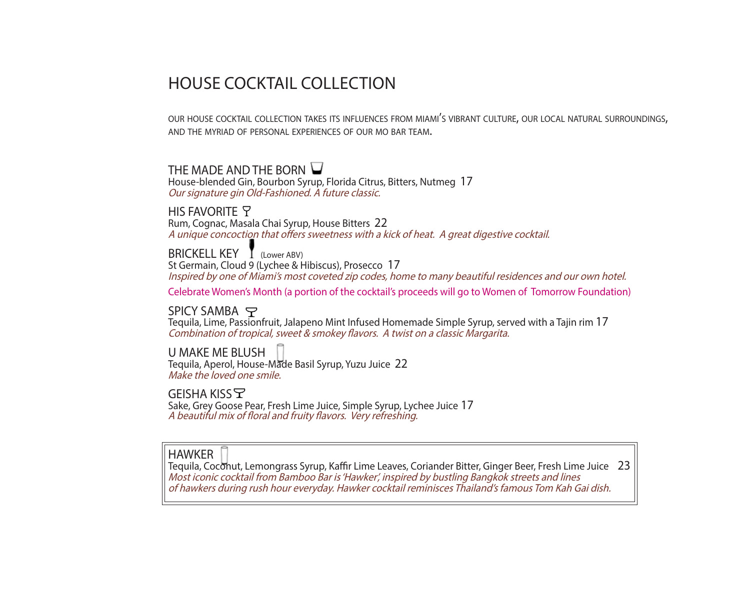# HOUSE COCKTAIL COLLECTION

OUR HOUSE COCKTAIL COLLECTION TAKES ITS INFLUENCES FROM MIAMI'S VIBRANT CULTURE, OUR LOCAL NATURAL SURROUNDINGS, AND THE MYRIAD OF PERSONAL EXPERIENCES OF OUR MO BAR TEAM.

## THE MADE AND THE BORN

House-blended Gin, Bourbon Syrup, Florida Citrus, Bitters, Nutmeg 17

*Our signature gin Old-Fashioned. A future classic.*

## HIS FAVORITE

Rum, Cognac, Masala Chai Syrup, House Bitters 22

*A unique concoction that offers sweetness with a kick of heat. A great digestive cocktail.*

## BRICKELL KEY (Lower ABV)

St Germain, Cloud 9 (Lychee & Hibiscus), Prosecco 17

*Inspired by one of Miami's most coveted zip codes, home to many beautiful residences and our own hotel.*

Celebrate Women's Month (a portion of the cocktail's proceeds will go to Women of Tomorrow Foundation)

## SPICY SAMBA

Tequila, Lime, Passionfruit, Jalapeno Mint Infused Homemade Simple Syrup, served with a Tajin rim 17

*Combination of tropical, sweet & smokey flavors. A twist on a classic Margarita.*

## U MAKE ME BLUSH

Tequila, Aperol, House-Made Basil Syrup, Yuzu Juice 22

*Make the loved one smile.*

## GEISHA KISS

Sake, Grey Goose Pear, Fresh Lime Juice, Simple Syrup, Lychee Juice 17

*A beautiful mix of floral and fruity flavors. Very refreshing.*

## HAWKER

Tequila, Coconut, Lemongrass Syrup, Kaffir Lime Leaves, Coriander Bitter, Ginger Beer, Fresh Lime Juice 23

*Most iconic cocktail from Bamboo Bar is 'Hawker', inspired by bustling Bangkok streets and lines of hawkers during rush hour everyday. Hawker cocktail reminisces Thailand's famous Tom Kah Gai dish.*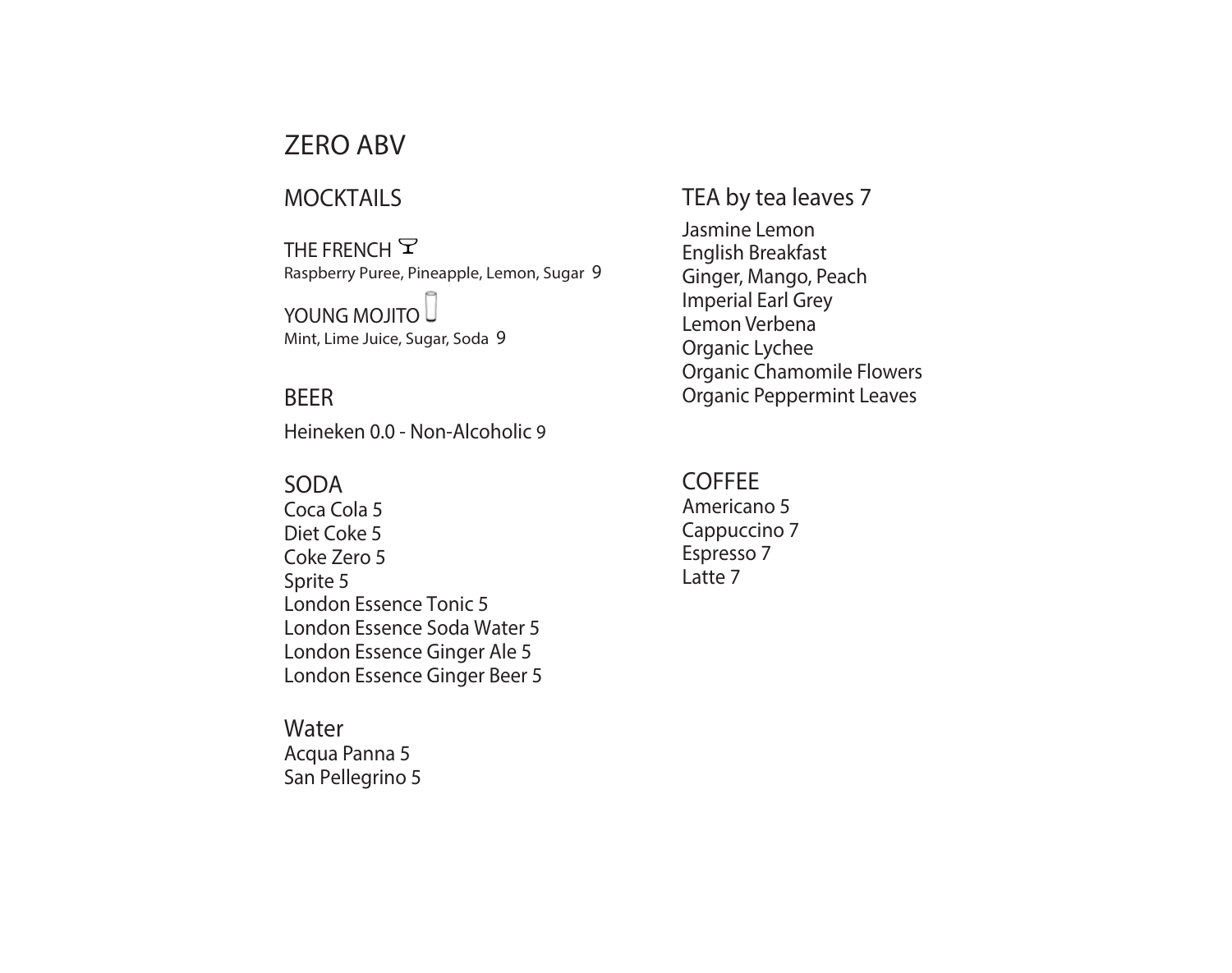# ZERO ABV

## MOCKTAILS

THE FRENCH
Raspberry Puree, Pineapple, Lemon, Sugar 9

YOUNG MOJITO
Mint, Lime Juice, Sugar, Soda 9

## BEER

Heineken 0.0 - Non-Alcoholic 9

## SODA

Coca Cola 5
Diet Coke 5
Coke Zero 5
Sprite 5
London Essence Tonic 5
London Essence Soda Water 5
London Essence Ginger Ale 5
London Essence Ginger Beer 5

## Water

Acqua Panna 5
San Pellegrino 5

## TEA by tea leaves 7

Jasmine Lemon
English Breakfast
Ginger, Mango, Peach
Imperial Earl Grey
Lemon Verbena
Organic Lychee
Organic Chamomile Flowers
Organic Peppermint Leaves

## COFFEE

Americano 5
Cappuccino 7
Espresso 7
Latte 7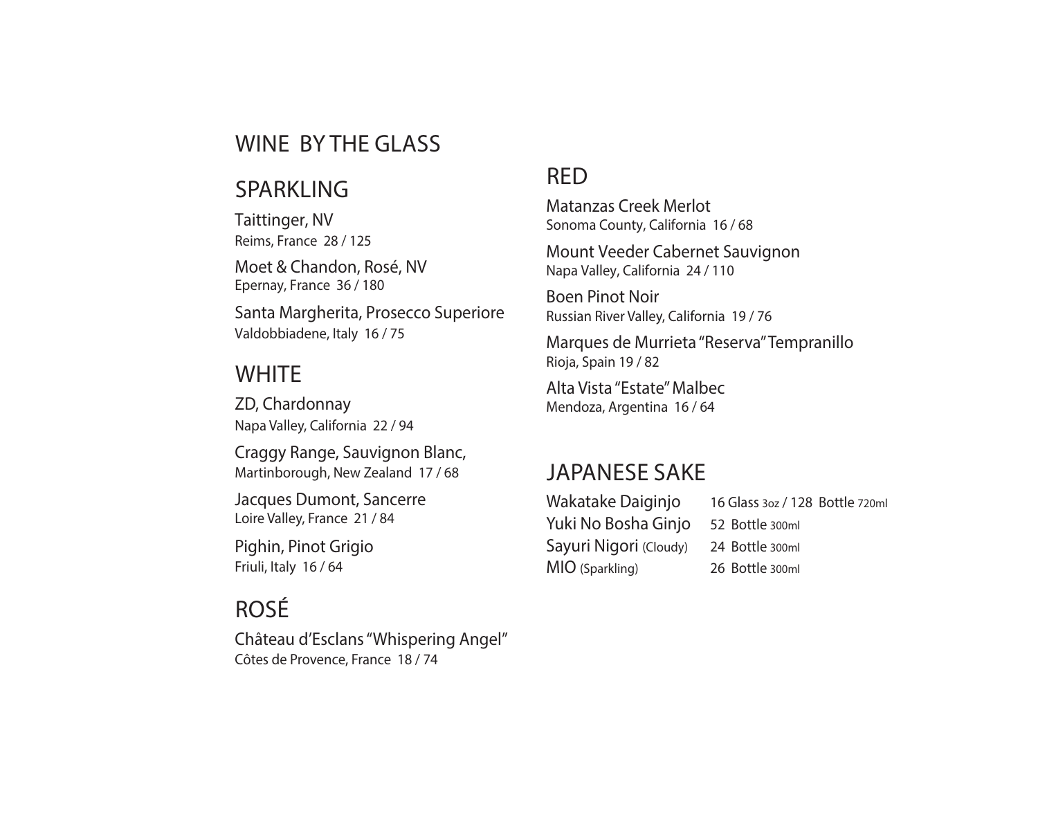# WINE BY THE GLASS

## SPARKLING

Taittinger, NV
Reims, France 28 / 125

Moet & Chandon, Rosé, NV
Epernay, France 36 / 180

Santa Margherita, Prosecco Superiore
Valdobbiadene, Italy 16 / 75

## WHITE

ZD, Chardonnay
Napa Valley, California 22 / 94

Craggy Range, Sauvignon Blanc,
Martinborough, New Zealand 17 / 68

Jacques Dumont, Sancerre
Loire Valley, France 21 / 84

Pighin, Pinot Grigio
Friuli, Italy 16 / 64

## ROSÉ

Château d'Esclans "Whispering Angel"
Côtes de Provence, France 18 / 74

## RED

Matanzas Creek Merlot
Sonoma County, California 16 / 68

Mount Veeder Cabernet Sauvignon
Napa Valley, California 24 / 110

Boen Pinot Noir
Russian River Valley, California 19 / 76

Marques de Murrieta "Reserva" Tempranillo
Rioja, Spain 19 / 82

Alta Vista "Estate" Malbec
Mendoza, Argentina 16 / 64

## JAPANESE SAKE

| | |
|---|---|
| Wakatake Daiginjo | 16 Glass 3oz / 128 Bottle 720ml |
| Yuki No Bosha Ginjo | 52 Bottle 300ml |
| Sayuri Nigori (Cloudy) | 24 Bottle 300ml |
| MIO (Sparkling) | 26 Bottle 300ml |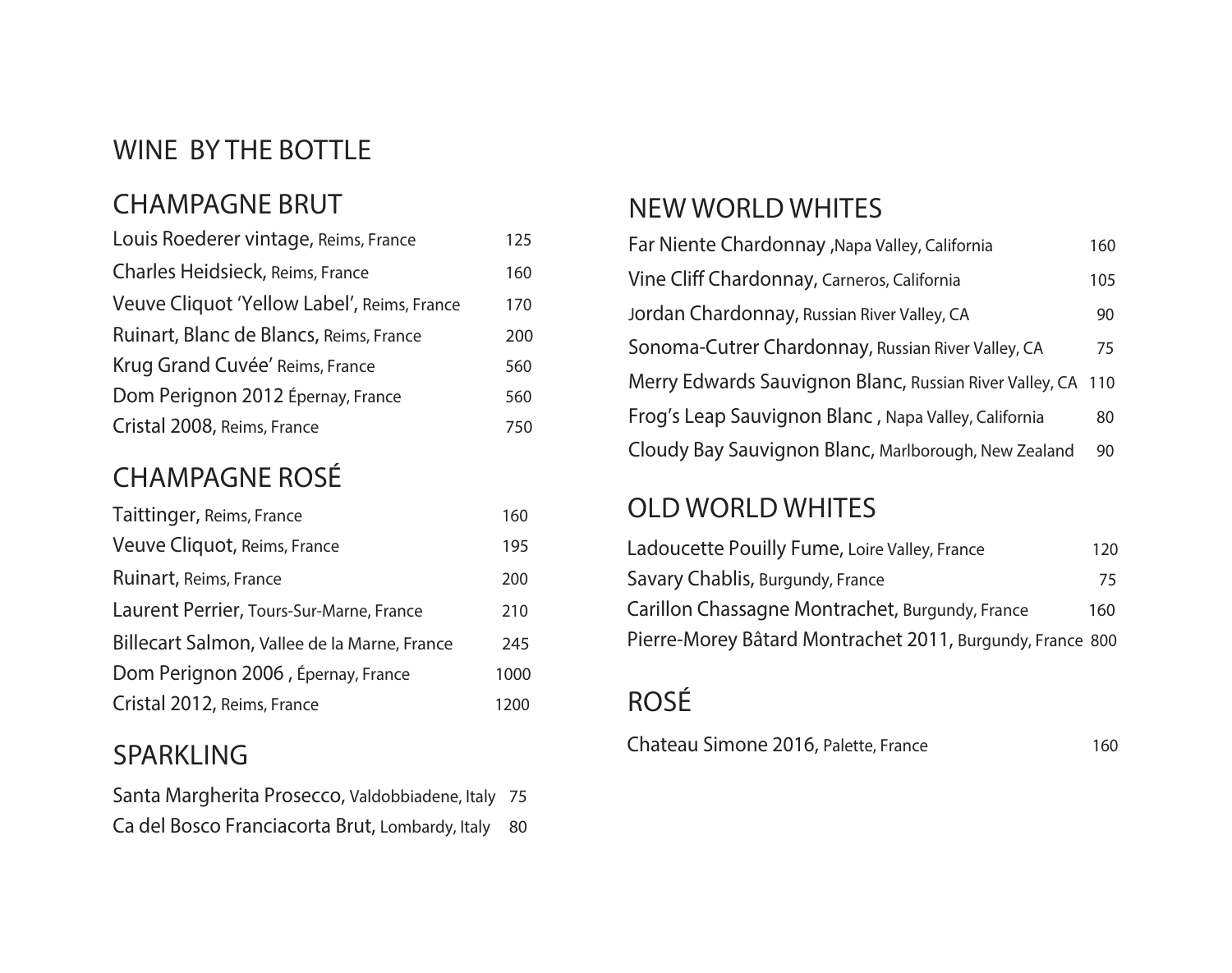# WINE BY THE BOTTLE

## CHAMPAGNE BRUT

| Wine | Price |
|---|---|
| Louis Roederer vintage, Reims, France | 125 |
| Charles Heidsieck, Reims, France | 160 |
| Veuve Cliquot 'Yellow Label', Reims, France | 170 |
| Ruinart, Blanc de Blancs, Reims, France | 200 |
| Krug Grand Cuvée' Reims, France | 560 |
| Dom Perignon 2012 Épernay, France | 560 |
| Cristal 2008, Reims, France | 750 |

## CHAMPAGNE ROSÉ

| Wine | Price |
|---|---|
| Taittinger, Reims, France | 160 |
| Veuve Cliquot, Reims, France | 195 |
| Ruinart, Reims, France | 200 |
| Laurent Perrier, Tours-Sur-Marne, France | 210 |
| Billecart Salmon, Vallee de la Marne, France | 245 |
| Dom Perignon 2006 , Épernay, France | 1000 |
| Cristal 2012, Reims, France | 1200 |

## SPARKLING

| Wine | Price |
|---|---|
| Santa Margherita Prosecco, Valdobbiadene, Italy | 75 |
| Ca del Bosco Franciacorta Brut, Lombardy, Italy | 80 |

## NEW WORLD WHITES

| Wine | Price |
|---|---|
| Far Niente Chardonnay ,Napa Valley, California | 160 |
| Vine Cliff Chardonnay, Carneros, California | 105 |
| Jordan Chardonnay, Russian River Valley, CA | 90 |
| Sonoma-Cutrer Chardonnay, Russian River Valley, CA | 75 |
| Merry Edwards Sauvignon Blanc, Russian River Valley, CA | 110 |
| Frog's Leap Sauvignon Blanc , Napa Valley, California | 80 |
| Cloudy Bay Sauvignon Blanc, Marlborough, New Zealand | 90 |

## OLD WORLD WHITES

| Wine | Price |
|---|---|
| Ladoucette Pouilly Fume, Loire Valley, France | 120 |
| Savary Chablis, Burgundy, France | 75 |
| Carillon Chassagne Montrachet, Burgundy, France | 160 |
| Pierre-Morey Bâtard Montrachet 2011, Burgundy, France | 800 |

## ROSÉ

| Wine | Price |
|---|---|
| Chateau Simone 2016, Palette, France | 160 |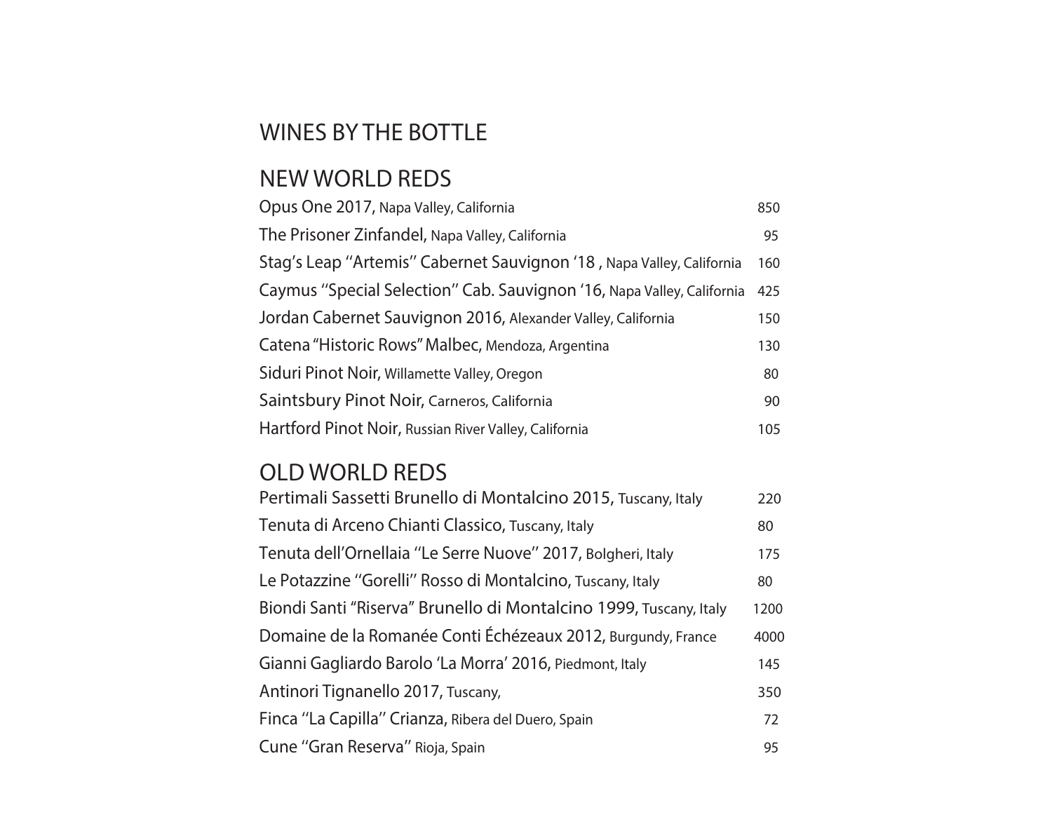# WINES BY THE BOTTLE

## NEW WORLD REDS

| | |
|---|---|
| Opus One 2017, Napa Valley, California | 850 |
| The Prisoner Zinfandel, Napa Valley, California | 95 |
| Stag's Leap ''Artemis'' Cabernet Sauvignon '18 , Napa Valley, California | 160 |
| Caymus ''Special Selection'' Cab. Sauvignon '16, Napa Valley, California | 425 |
| Jordan Cabernet Sauvignon 2016, Alexander Valley, California | 150 |
| Catena "Historic Rows" Malbec, Mendoza, Argentina | 130 |
| Siduri Pinot Noir, Willamette Valley, Oregon | 80 |
| Saintsbury Pinot Noir, Carneros, California | 90 |
| Hartford Pinot Noir, Russian River Valley, California | 105 |

## OLD WORLD REDS

| | |
|---|---|
| Pertimali Sassetti Brunello di Montalcino 2015, Tuscany, Italy | 220 |
| Tenuta di Arceno Chianti Classico, Tuscany, Italy | 80 |
| Tenuta dell'Ornellaia ''Le Serre Nuove'' 2017, Bolgheri, Italy | 175 |
| Le Potazzine ''Gorelli'' Rosso di Montalcino, Tuscany, Italy | 80 |
| Biondi Santi "Riserva" Brunello di Montalcino 1999, Tuscany, Italy | 1200 |
| Domaine de la Romanée Conti Échézeaux 2012, Burgundy, France | 4000 |
| Gianni Gagliardo Barolo 'La Morra' 2016, Piedmont, Italy | 145 |
| Antinori Tignanello 2017, Tuscany, | 350 |
| Finca ''La Capilla'' Crianza, Ribera del Duero, Spain | 72 |
| Cune ''Gran Reserva'' Rioja, Spain | 95 |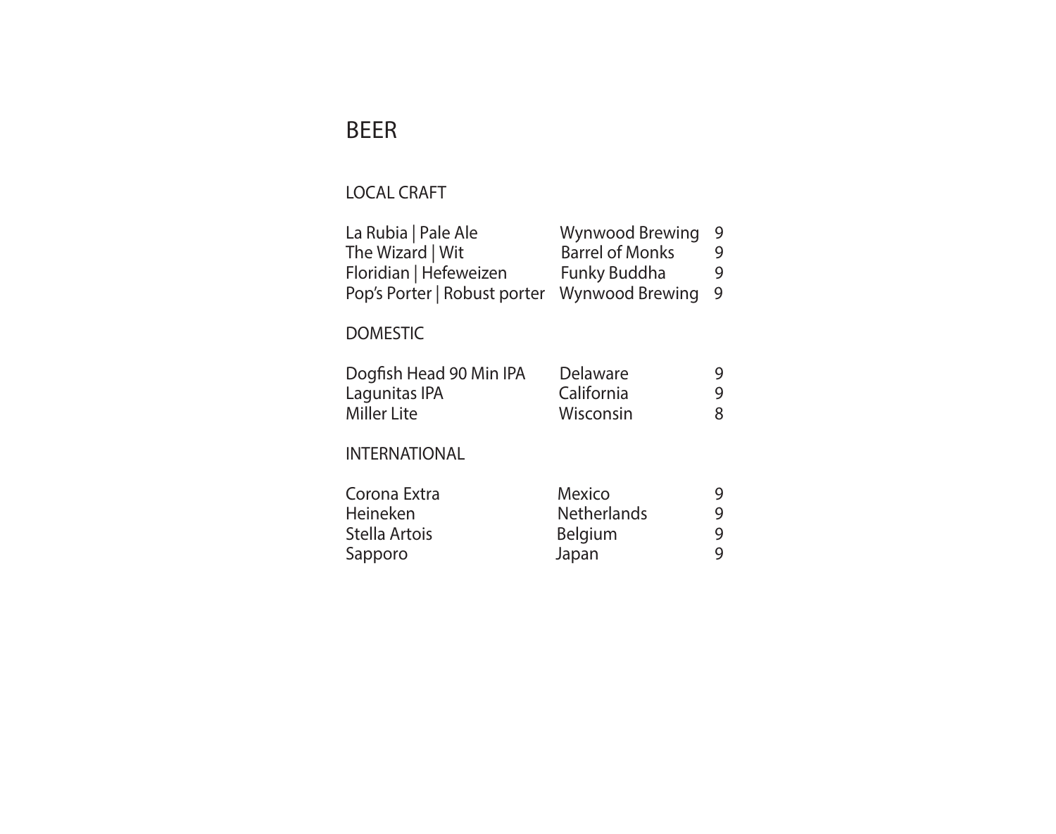# BEER

## LOCAL CRAFT

| | | |
|---|---|---|
| La Rubia \| Pale Ale | Wynwood Brewing | 9 |
| The Wizard \| Wit | Barrel of Monks | 9 |
| Floridian \| Hefeweizen | Funky Buddha | 9 |
| Pop's Porter \| Robust porter | Wynwood Brewing | 9 |

## DOMESTIC

| | | |
|---|---|---|
| Dogfish Head 90 Min IPA | Delaware | 9 |
| Lagunitas IPA | California | 9 |
| Miller Lite | Wisconsin | 8 |

## INTERNATIONAL

| | | |
|---|---|---|
| Corona Extra | Mexico | 9 |
| Heineken | Netherlands | 9 |
| Stella Artois | Belgium | 9 |
| Sapporo | Japan | 9 |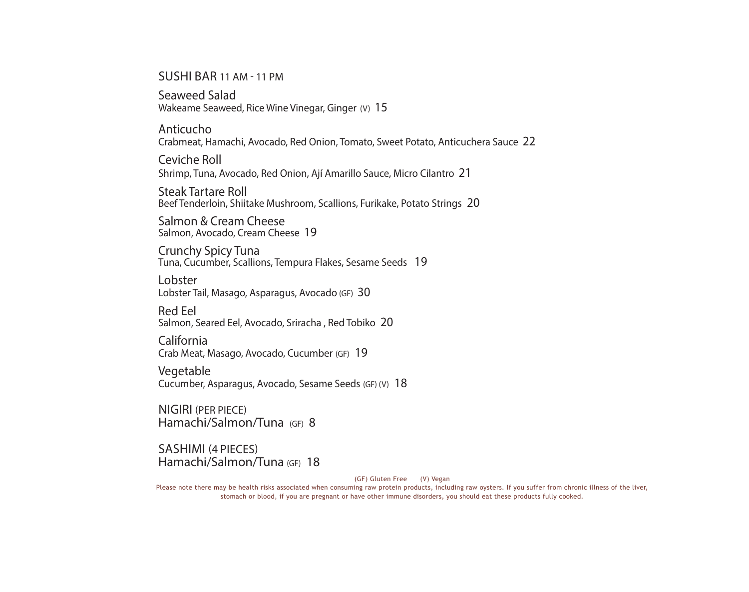## SUSHI BAR 11 AM - 11 PM

**Seaweed Salad**
Wakeame Seaweed, Rice Wine Vinegar, Ginger (V) 15

**Anticucho**
Crabmeat, Hamachi, Avocado, Red Onion, Tomato, Sweet Potato, Anticuchera Sauce 22

**Ceviche Roll**
Shrimp, Tuna, Avocado, Red Onion, Ají Amarillo Sauce, Micro Cilantro 21

**Steak Tartare Roll**
Beef Tenderloin, Shiitake Mushroom, Scallions, Furikake, Potato Strings 20

**Salmon & Cream Cheese**
Salmon, Avocado, Cream Cheese 19

**Crunchy Spicy Tuna**
Tuna, Cucumber, Scallions, Tempura Flakes, Sesame Seeds 19

**Lobster**
Lobster Tail, Masago, Asparagus, Avocado (GF) 30

**Red Eel**
Salmon, Seared Eel, Avocado, Sriracha , Red Tobiko 20

**California**
Crab Meat, Masago, Avocado, Cucumber (GF) 19

**Vegetable**
Cucumber, Asparagus, Avocado, Sesame Seeds (GF) (V) 18

## NIGIRI (PER PIECE)
Hamachi/Salmon/Tuna (GF) 8

## SASHIMI (4 PIECES)
Hamachi/Salmon/Tuna (GF) 18

(GF) Gluten Free (V) Vegan

Please note there may be health risks associated when consuming raw protein products, including raw oysters. If you suffer from chronic illness of the liver, stomach or blood, if you are pregnant or have other immune disorders, you should eat these products fully cooked.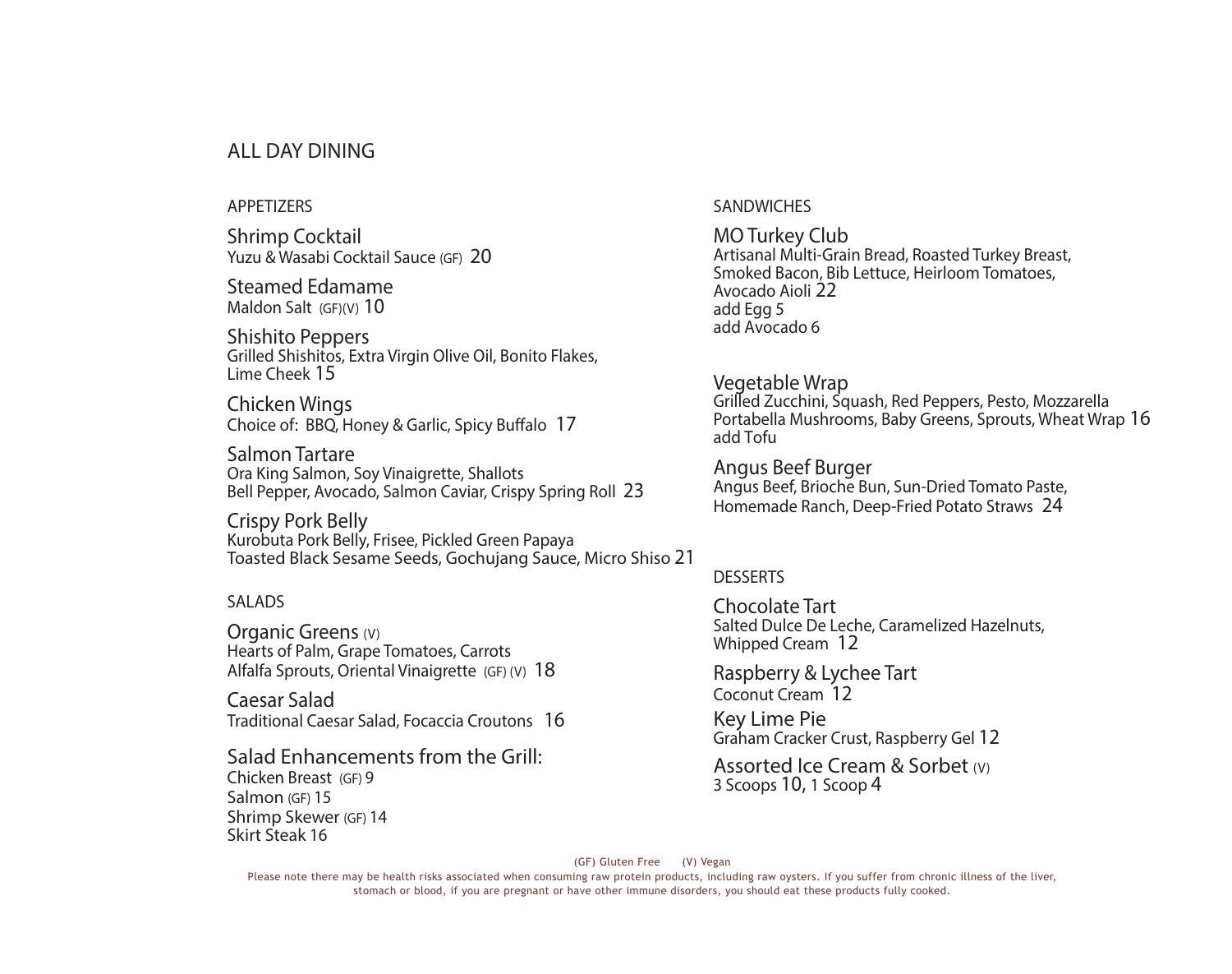# ALL DAY DINING

## APPETIZERS

**Shrimp Cocktail**
Yuzu & Wasabi Cocktail Sauce (GF) 20

**Steamed Edamame**
Maldon Salt (GF)(V) 10

**Shishito Peppers**
Grilled Shishitos, Extra Virgin Olive Oil, Bonito Flakes, Lime Cheek 15

**Chicken Wings**
Choice of: BBQ, Honey & Garlic, Spicy Buffalo 17

**Salmon Tartare**
Ora King Salmon, Soy Vinaigrette, Shallots
Bell Pepper, Avocado, Salmon Caviar, Crispy Spring Roll 23

**Crispy Pork Belly**
Kurobuta Pork Belly, Frisee, Pickled Green Papaya
Toasted Black Sesame Seeds, Gochujang Sauce, Micro Shiso 21

## SALADS

**Organic Greens** (V)
Hearts of Palm, Grape Tomatoes, Carrots
Alfalfa Sprouts, Oriental Vinaigrette (GF) (V) 18

**Caesar Salad**
Traditional Caesar Salad, Focaccia Croutons 16

**Salad Enhancements from the Grill:**
Chicken Breast (GF) 9
Salmon (GF) 15
Shrimp Skewer (GF) 14
Skirt Steak 16

## SANDWICHES

**MO Turkey Club**
Artisanal Multi-Grain Bread, Roasted Turkey Breast, Smoked Bacon, Bib Lettuce, Heirloom Tomatoes, Avocado Aioli 22
add Egg 5
add Avocado 6

**Vegetable Wrap**
Grilled Zucchini, Squash, Red Peppers, Pesto, Mozzarella
Portabella Mushrooms, Baby Greens, Sprouts, Wheat Wrap 16
add Tofu

**Angus Beef Burger**
Angus Beef, Brioche Bun, Sun-Dried Tomato Paste, Homemade Ranch, Deep-Fried Potato Straws 24

## DESSERTS

**Chocolate Tart**
Salted Dulce De Leche, Caramelized Hazelnuts, Whipped Cream 12

**Raspberry & Lychee Tart**
Coconut Cream 12

**Key Lime Pie**
Graham Cracker Crust, Raspberry Gel 12

**Assorted Ice Cream & Sorbet** (V)
3 Scoops 10, 1 Scoop 4

(GF) Gluten Free (V) Vegan

Please note there may be health risks associated when consuming raw protein products, including raw oysters. If you suffer from chronic illness of the liver, stomach or blood, if you are pregnant or have other immune disorders, you should eat these products fully cooked.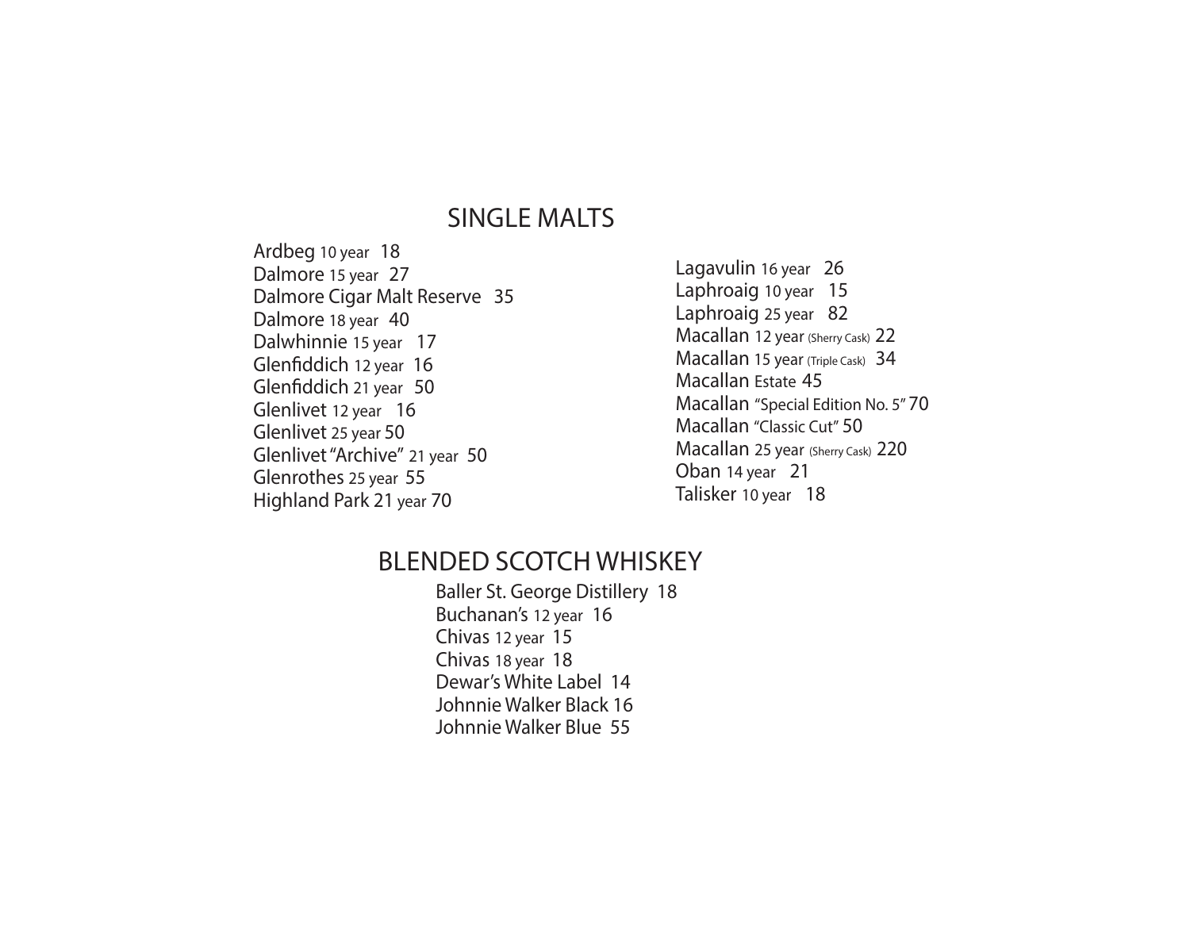## SINGLE MALTS

Ardbeg 10 year 18
Dalmore 15 year 27
Dalmore Cigar Malt Reserve 35
Dalmore 18 year 40
Dalwhinnie 15 year 17
Glenfiddich 12 year 16
Glenfiddich 21 year 50
Glenlivet 12 year 16
Glenlivet 25 year 50
Glenlivet "Archive" 21 year 50
Glenrothes 25 year 55
Highland Park 21 year 70

Lagavulin 16 year 26
Laphroaig 10 year 15
Laphroaig 25 year 82
Macallan 12 year (Sherry Cask) 22
Macallan 15 year (Triple Cask) 34
Macallan Estate 45
Macallan "Special Edition No. 5" 70
Macallan "Classic Cut" 50
Macallan 25 year (Sherry Cask) 220
Oban 14 year 21
Talisker 10 year 18

## BLENDED SCOTCH WHISKEY

Baller St. George Distillery 18
Buchanan's 12 year 16
Chivas 12 year 15
Chivas 18 year 18
Dewar's White Label 14
Johnnie Walker Black 16
Johnnie Walker Blue 55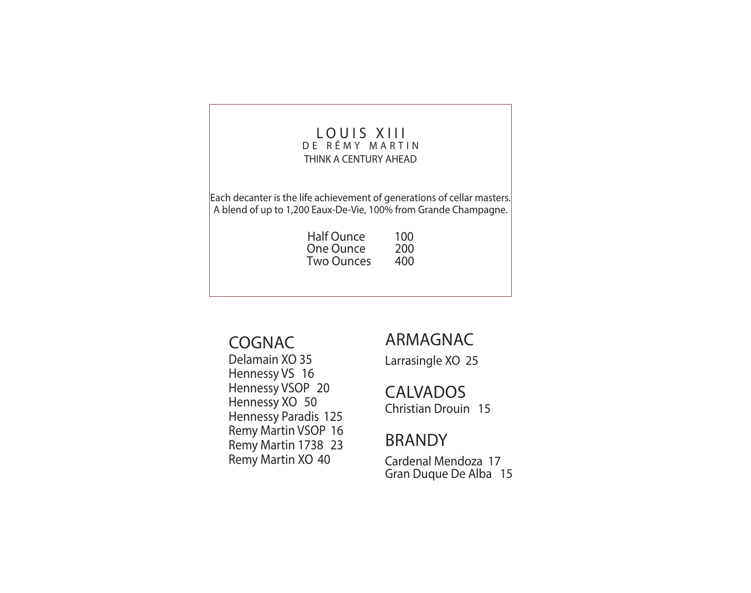## LOUIS XIII

DE RÉMY MARTIN

THINK A CENTURY AHEAD

Each decanter is the life achievement of generations of cellar masters.
A blend of up to 1,200 Eaux-De-Vie, 100% from Grande Champagne.

| | |
|---|---|
| Half Ounce | 100 |
| One Ounce | 200 |
| Two Ounces | 400 |

## COGNAC

Delamain XO 35
Hennessy VS 16
Hennessy VSOP 20
Hennessy XO 50
Hennessy Paradis 125
Remy Martin VSOP 16
Remy Martin 1738 23
Remy Martin XO 40

## ARMAGNAC

Larrasingle XO 25

## CALVADOS

Christian Drouin 15

## BRANDY

Cardenal Mendoza 17
Gran Duque De Alba 15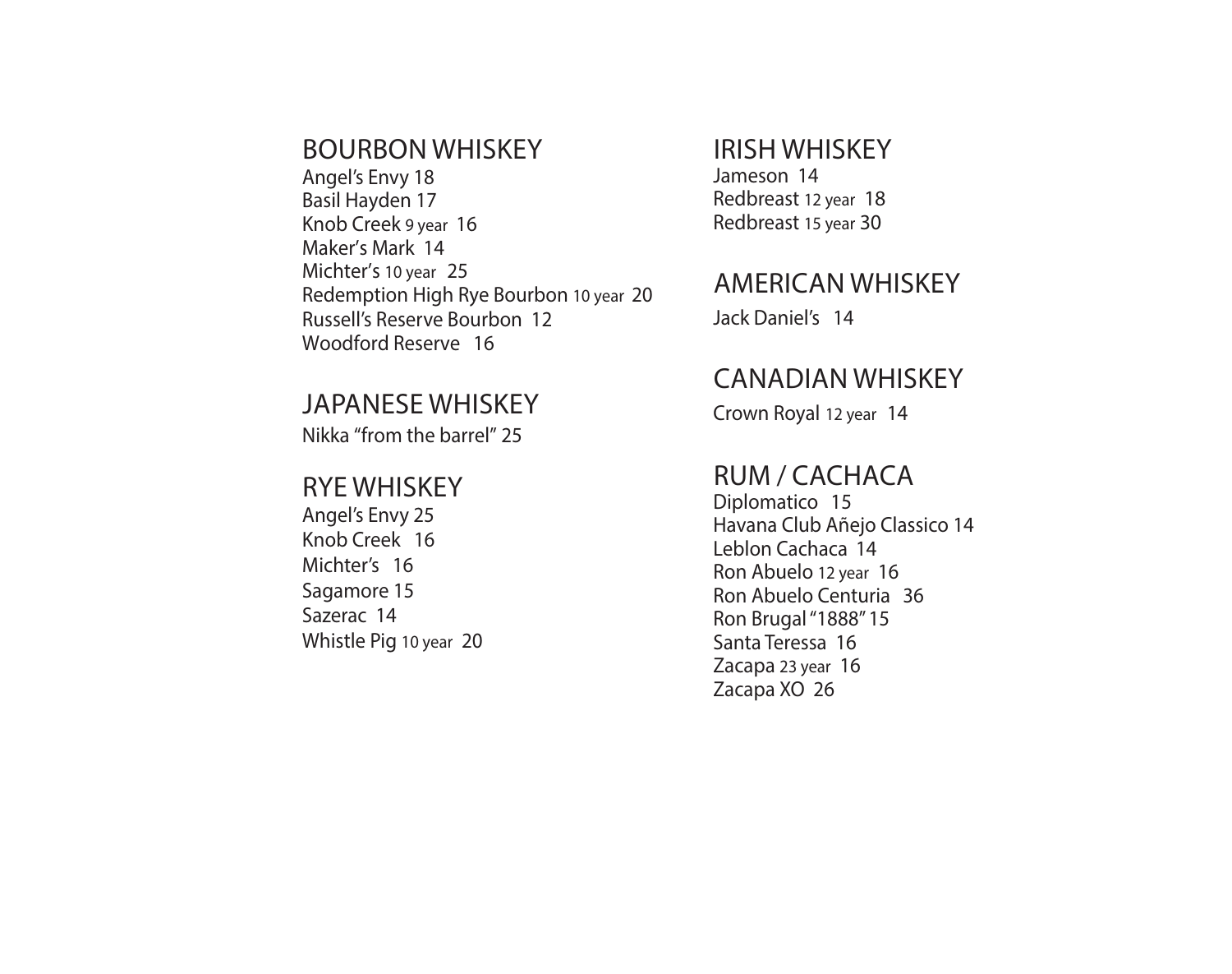## BOURBON WHISKEY

Angel's Envy 18
Basil Hayden 17
Knob Creek 9 year 16
Maker's Mark 14
Michter's 10 year 25
Redemption High Rye Bourbon 10 year 20
Russell's Reserve Bourbon 12
Woodford Reserve 16

## JAPANESE WHISKEY

Nikka "from the barrel" 25

## RYE WHISKEY

Angel's Envy 25
Knob Creek 16
Michter's 16
Sagamore 15
Sazerac 14
Whistle Pig 10 year 20

## IRISH WHISKEY

Jameson 14
Redbreast 12 year 18
Redbreast 15 year 30

## AMERICAN WHISKEY

Jack Daniel's 14

## CANADIAN WHISKEY

Crown Royal 12 year 14

## RUM / CACHACA

Diplomatico 15
Havana Club Añejo Classico 14
Leblon Cachaca 14
Ron Abuelo 12 year 16
Ron Abuelo Centuria 36
Ron Brugal "1888" 15
Santa Teressa 16
Zacapa 23 year 16
Zacapa XO 26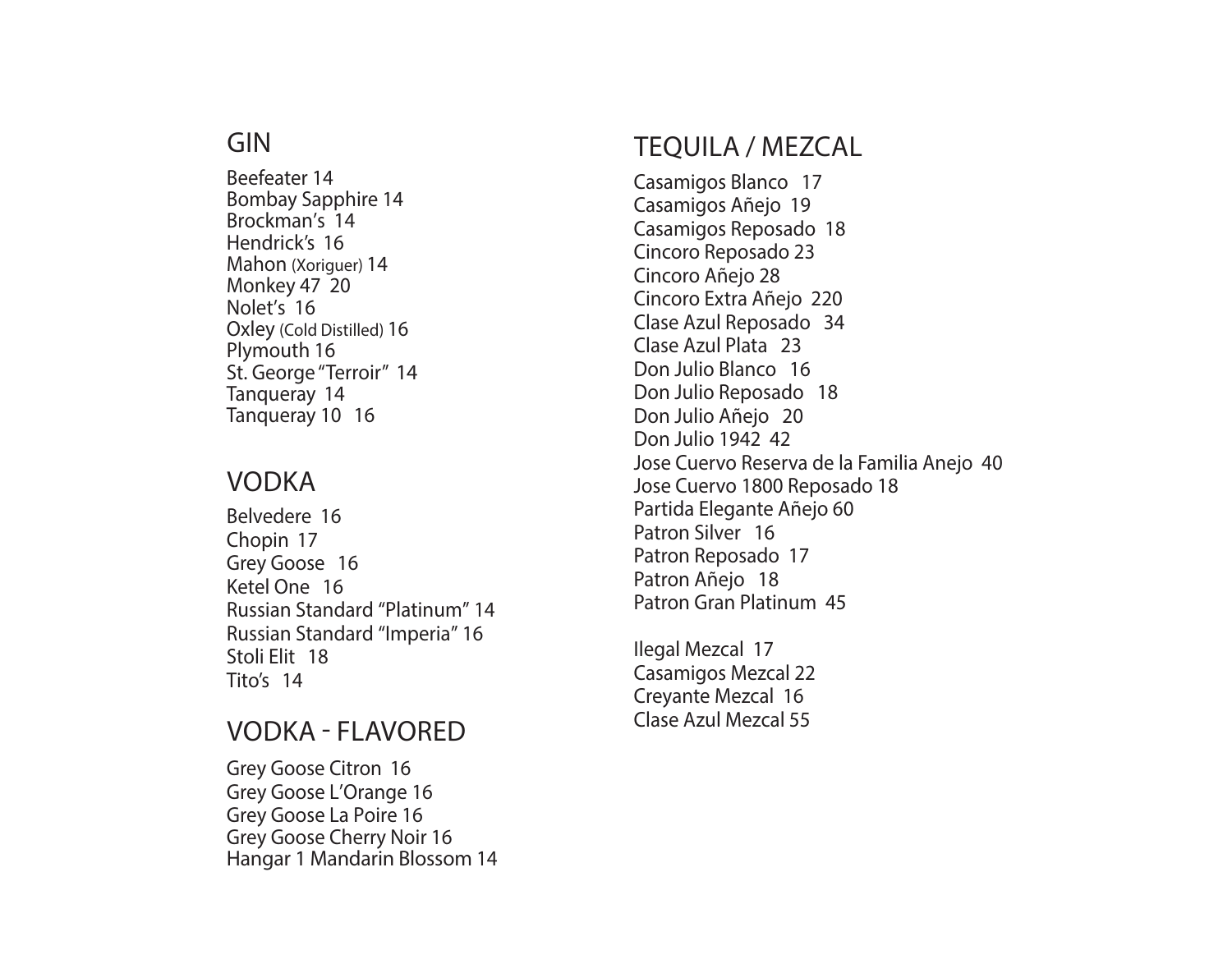## GIN

Beefeater 14
Bombay Sapphire 14
Brockman's 14
Hendrick's 16
Mahon (Xoriguer) 14
Monkey 47 20
Nolet's 16
Oxley (Cold Distilled) 16
Plymouth 16
St. George "Terroir" 14
Tanqueray 14
Tanqueray 10 16

## VODKA

Belvedere 16
Chopin 17
Grey Goose 16
Ketel One 16
Russian Standard "Platinum" 14
Russian Standard "Imperia" 16
Stoli Elit 18
Tito's 14

## VODKA - FLAVORED

Grey Goose Citron 16
Grey Goose L'Orange 16
Grey Goose La Poire 16
Grey Goose Cherry Noir 16
Hangar 1 Mandarin Blossom 14

## TEQUILA / MEZCAL

Casamigos Blanco 17
Casamigos Añejo 19
Casamigos Reposado 18
Cincoro Reposado 23
Cincoro Añejo 28
Cincoro Extra Añejo 220
Clase Azul Reposado 34
Clase Azul Plata 23
Don Julio Blanco 16
Don Julio Reposado 18
Don Julio Añejo 20
Don Julio 1942 42
Jose Cuervo Reserva de la Familia Anejo 40
Jose Cuervo 1800 Reposado 18
Partida Elegante Añejo 60
Patron Silver 16
Patron Reposado 17
Patron Añejo 18
Patron Gran Platinum 45

Ilegal Mezcal 17
Casamigos Mezcal 22
Creyante Mezcal 16
Clase Azul Mezcal 55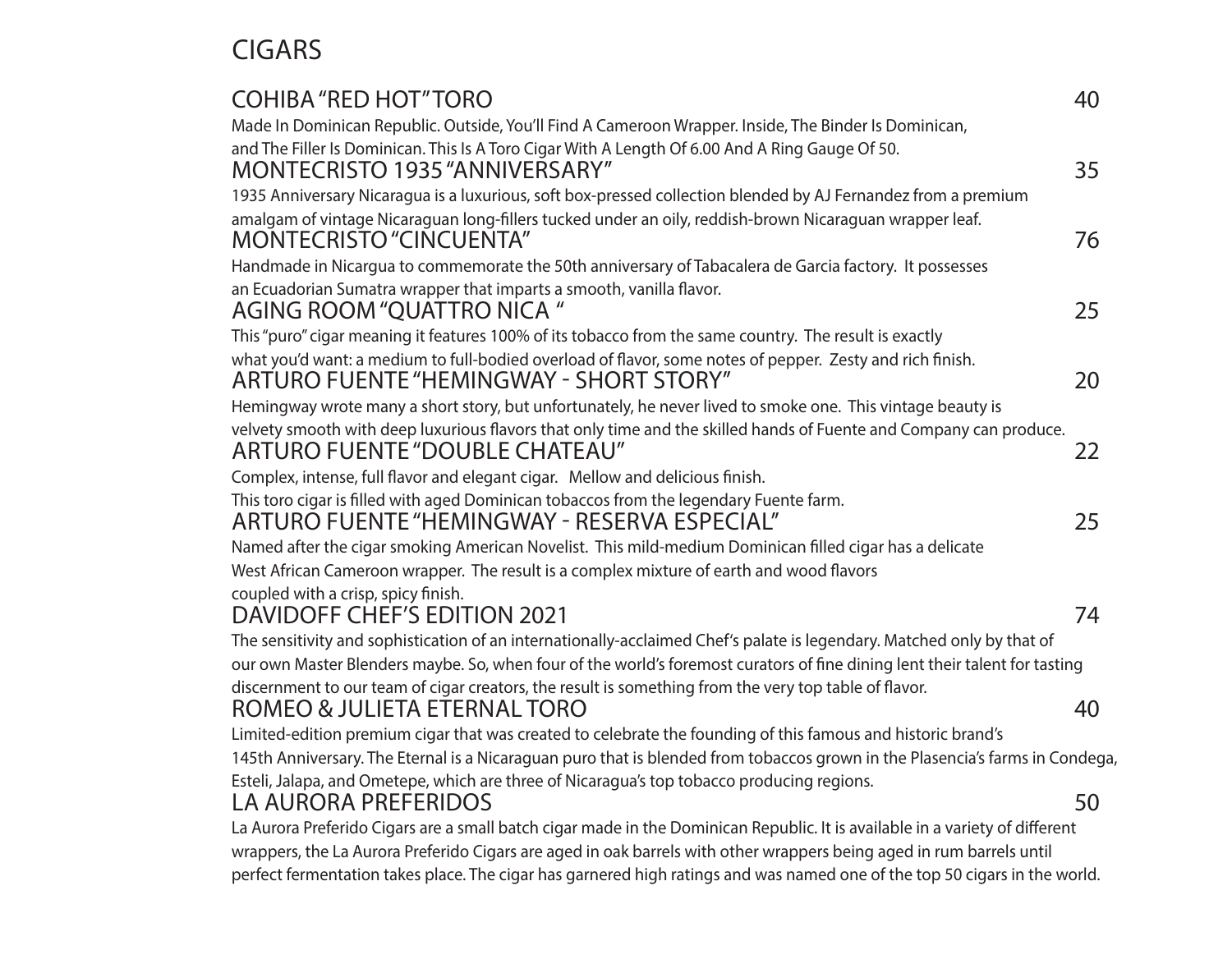# CIGARS

### COHIBA "RED HOT" TORO — 40

Made In Dominican Republic. Outside, You'll Find A Cameroon Wrapper. Inside, The Binder Is Dominican, and The Filler Is Dominican. This Is A Toro Cigar With A Length Of 6.00 And A Ring Gauge Of 50.

### MONTECRISTO 1935 "ANNIVERSARY" — 35

1935 Anniversary Nicaragua is a luxurious, soft box-pressed collection blended by AJ Fernandez from a premium amalgam of vintage Nicaraguan long-fillers tucked under an oily, reddish-brown Nicaraguan wrapper leaf.

### MONTECRISTO "CINCUENTA" — 76

Handmade in Nicargua to commemorate the 50th anniversary of Tabacalera de Garcia factory. It possesses an Ecuadorian Sumatra wrapper that imparts a smooth, vanilla flavor.

### AGING ROOM "QUATTRO NICA " — 25

This "puro" cigar meaning it features 100% of its tobacco from the same country. The result is exactly what you'd want: a medium to full-bodied overload of flavor, some notes of pepper. Zesty and rich finish.

### ARTURO FUENTE "HEMINGWAY - SHORT STORY" — 20

Hemingway wrote many a short story, but unfortunately, he never lived to smoke one. This vintage beauty is velvety smooth with deep luxurious flavors that only time and the skilled hands of Fuente and Company can produce.

### ARTURO FUENTE "DOUBLE CHATEAU" — 22

Complex, intense, full flavor and elegant cigar. Mellow and delicious finish.
This toro cigar is filled with aged Dominican tobaccos from the legendary Fuente farm.

### ARTURO FUENTE "HEMINGWAY - RESERVA ESPECIAL" — 25

Named after the cigar smoking American Novelist. This mild-medium Dominican filled cigar has a delicate West African Cameroon wrapper. The result is a complex mixture of earth and wood flavors coupled with a crisp, spicy finish.

### DAVIDOFF CHEF'S EDITION 2021 — 74

The sensitivity and sophistication of an internationally-acclaimed Chef's palate is legendary. Matched only by that of our own Master Blenders maybe. So, when four of the world's foremost curators of fine dining lent their talent for tasting discernment to our team of cigar creators, the result is something from the very top table of flavor.

### ROMEO & JULIETA ETERNAL TORO — 40

Limited-edition premium cigar that was created to celebrate the founding of this famous and historic brand's 145th Anniversary. The Eternal is a Nicaraguan puro that is blended from tobaccos grown in the Plasencia's farms in Condega, Esteli, Jalapa, and Ometepe, which are three of Nicaragua's top tobacco producing regions.

### LA AURORA PREFERIDOS — 50

La Aurora Preferido Cigars are a small batch cigar made in the Dominican Republic. It is available in a variety of different wrappers, the La Aurora Preferido Cigars are aged in oak barrels with other wrappers being aged in rum barrels until perfect fermentation takes place. The cigar has garnered high ratings and was named one of the top 50 cigars in the world.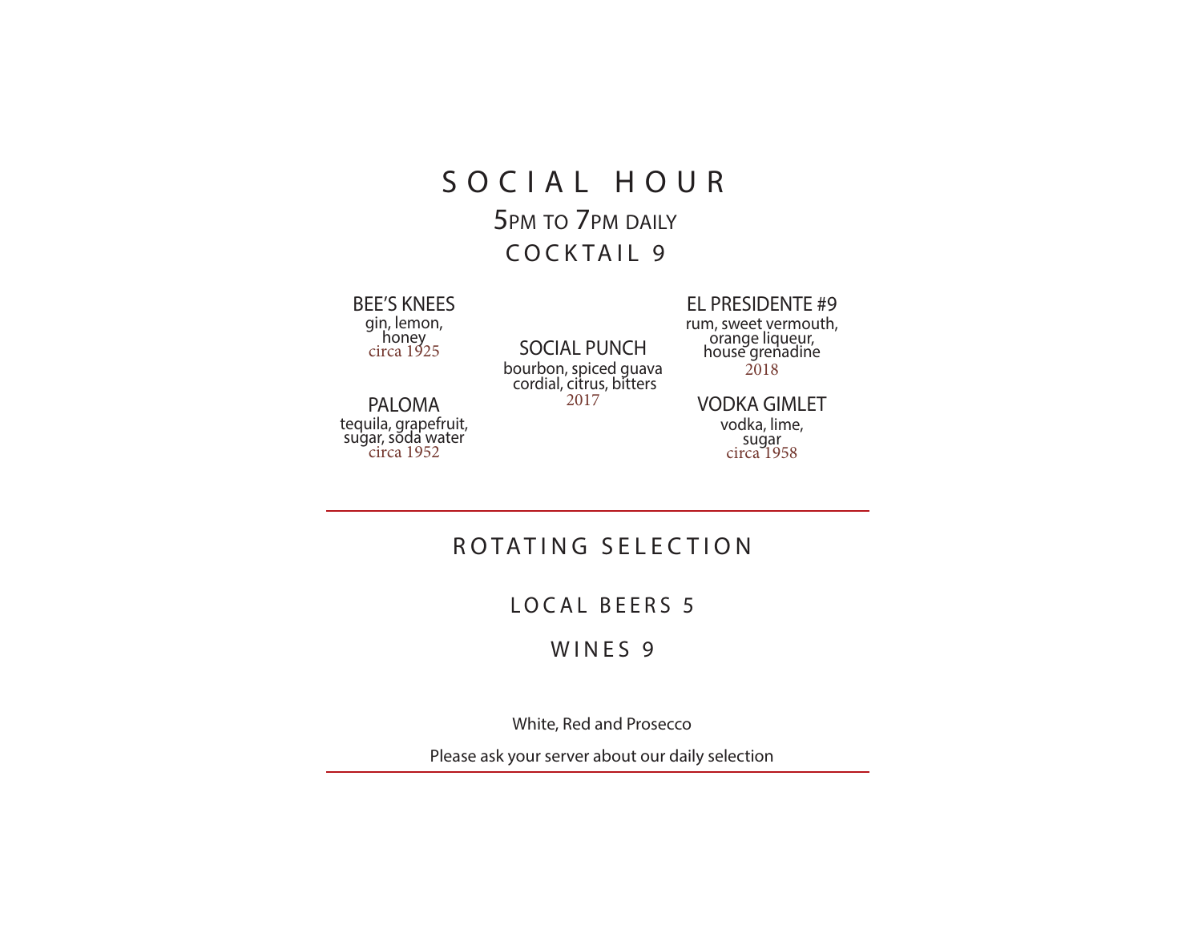# SOCIAL HOUR

## 5PM TO 7PM DAILY

## COCKTAIL 9

**BEE'S KNEES**
gin, lemon, honey
circa 1925

**PALOMA**
tequila, grapefruit, sugar, soda water
circa 1952

**SOCIAL PUNCH**
bourbon, spiced guava cordial, citrus, bitters
2017

**EL PRESIDENTE #9**
rum, sweet vermouth, orange liqueur, house grenadine
2018

**VODKA GIMLET**
vodka, lime, sugar
circa 1958

---

## ROTATING SELECTION

### LOCAL BEERS 5

### WINES 9

White, Red and Prosecco

Please ask your server about our daily selection

---